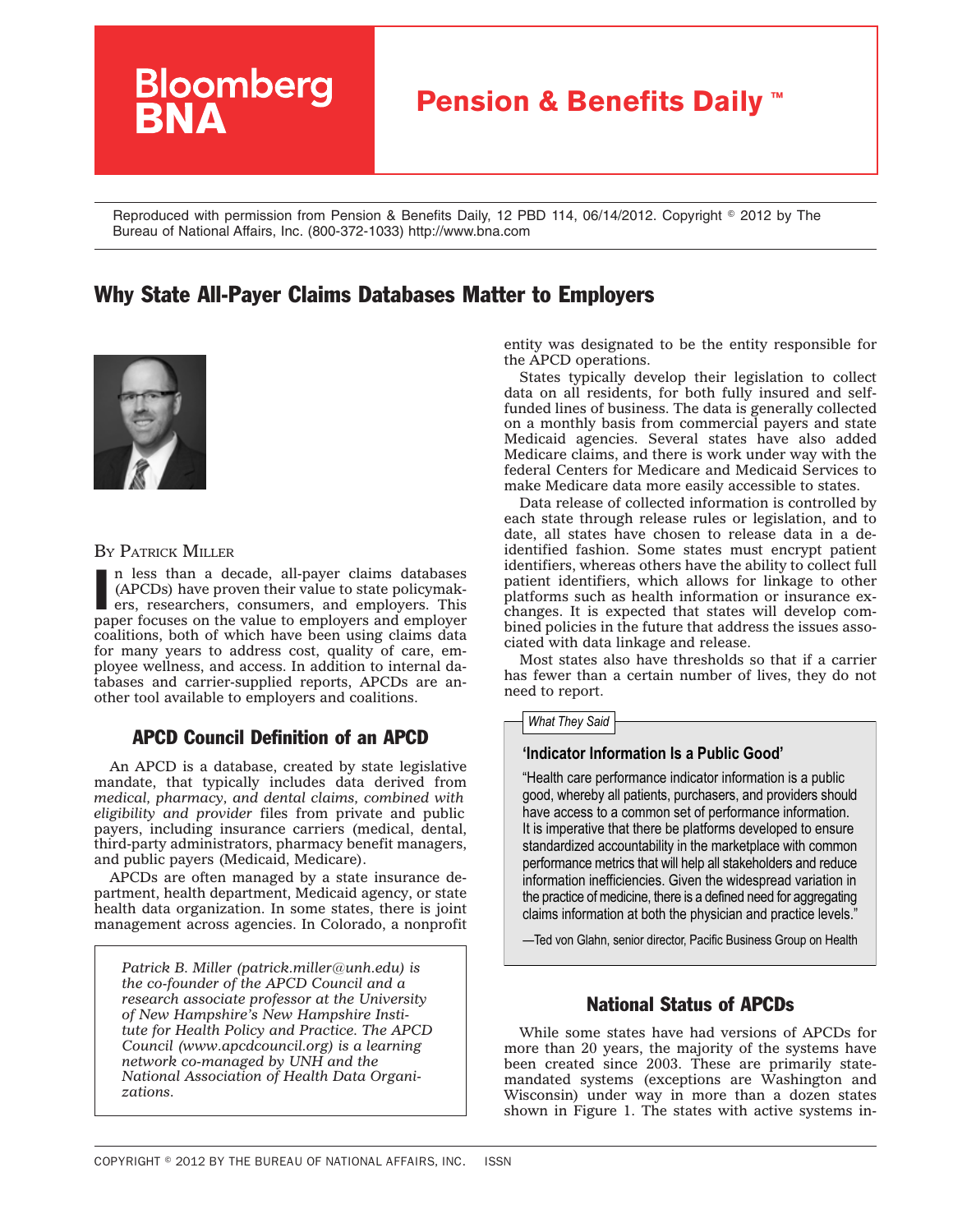Reproduced with permission from Pension & Benefits Daily, 12 PBD 114, 06/14/2012. Copyright © 2012 by The Bureau of National Affairs, Inc. (800-372-1033) http://www.bna.com

# Why State All-Payer Claims Databases Matter to Employers

BY PATRICK MILLER

In less than a decade, all-payer claims databases (APCDs) have proven their value to state policymakers, researchers, consumers, and employers. This paper focuses on the value to employers and employer coalitions, both of which have been using claims data for many years to address cost, quality of care, employee wellness, and access. In addition to internal databases and carrier-supplied reports, APCDs are another tool available to employers and coalitions.

## APCD Council Definition of an APCD

An APCD is a database, created by state legislative mandate, that typically includes data derived from *medical, pharmacy, and dental claims, combined with eligibility and provider* files from private and public payers, including insurance carriers (medical, dental, third-party administrators, pharmacy benefit managers, and public payers (Medicaid, Medicare).

APCDs are often managed by a state insurance department, health department, Medicaid agency, or state health data organization. In some states, there is joint management across agencies. In Colorado, a nonprofit entity was designated to be the entity responsible for the APCD operations.

*Patrick B. Miller (patrick.miller@unh.edu) is the co-founder of the APCD Council and a research associate professor at the University of New Hampshire's New Hampshire Institute for Health Policy and Practice. The APCD Council (www.apcdcouncil.org) is a learning network co-managed by UNH and the National Association of Health Data Organizations.*

States typically develop their legislation to collect data on all residents, for both fully insured and self-funded lines of business. The data is generally collected on a monthly basis from commercial payers and state Medicaid agencies. Several states have also added Medicare claims, and there is work under way with the federal Centers for Medicare and Medicaid Services to make Medicare data more easily accessible to states.

Data release of collected information is controlled by each state through release rules or legislation, and to date, all states have chosen to release data in a de-identified fashion. Some states must encrypt patient identifiers, whereas others have the ability to collect full patient identifiers, which allows for linkage to other platforms such as health information or insurance exchanges. It is expected that states will develop combined policies in the future that address the issues associated with data linkage and release.

Most states also have thresholds so that if a carrier has fewer than a certain number of lives, they do not need to report.

> *What They Said*
>
> **'Indicator Information Is a Public Good'**
>
> "Health care performance indicator information is a public good, whereby all patients, purchasers, and providers should have access to a common set of performance information. It is imperative that there be platforms developed to ensure standardized accountability in the marketplace with common performance metrics that will help all stakeholders and reduce information inefficiencies. Given the widespread variation in the practice of medicine, there is a defined need for aggregating claims information at both the physician and practice levels."
>
> —Ted von Glahn, senior director, Pacific Business Group on Health

## National Status of APCDs

While some states have had versions of APCDs for more than 20 years, the majority of the systems have been created since 2003. These are primarily state-mandated systems (exceptions are Washington and Wisconsin) under way in more than a dozen states shown in Figure 1. The states with active systems in-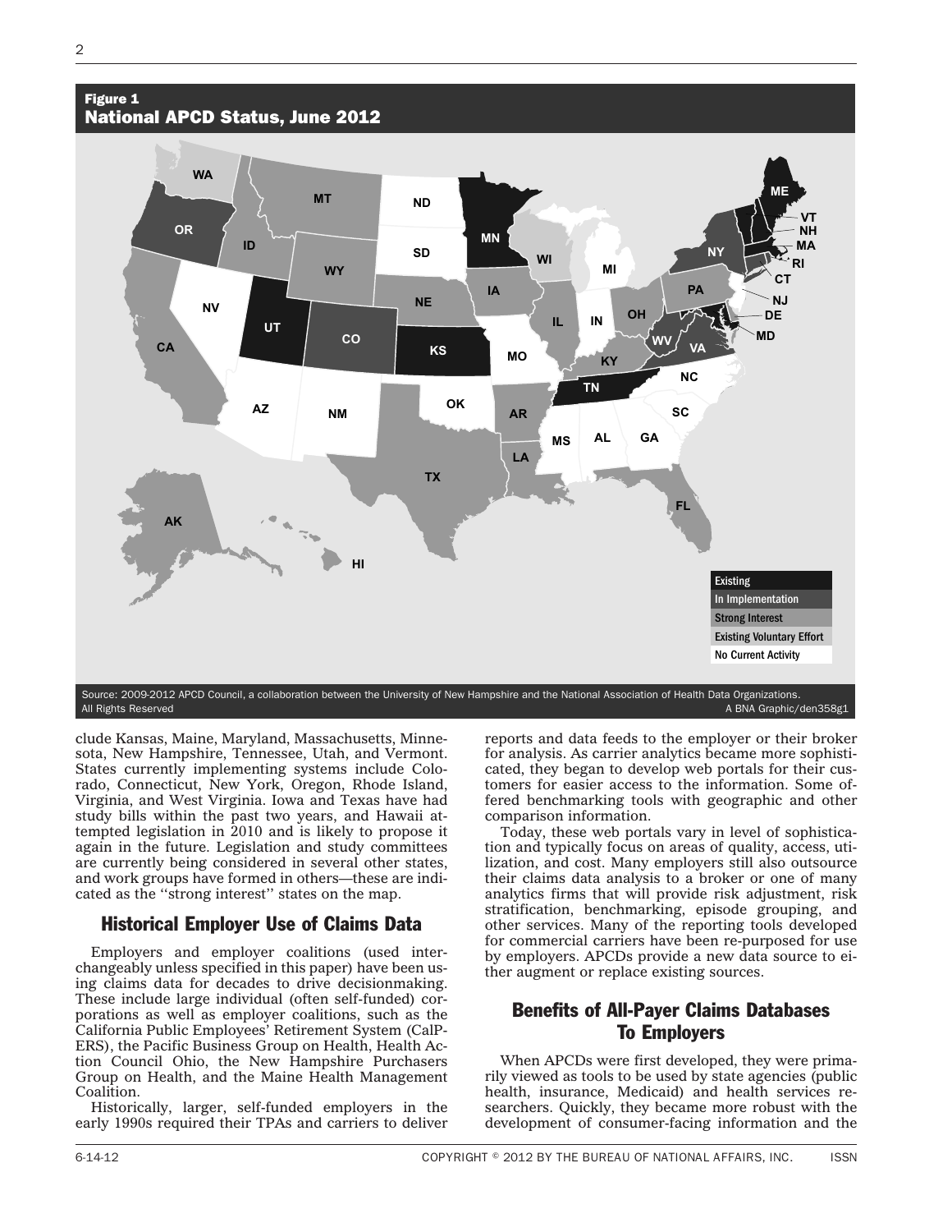**Figure 1**
**National APCD Status, June 2012**

Existing | In Implementation | Strong Interest | Existing Voluntary Effort | No Current Activity

Source: 2009-2012 APCD Council, a collaboration between the University of New Hampshire and the National Association of Health Data Organizations. All Rights Reserved

A BNA Graphic/den358g1

clude Kansas, Maine, Maryland, Massachusetts, Minnesota, New Hampshire, Tennessee, Utah, and Vermont. States currently implementing systems include Colorado, Connecticut, New York, Oregon, Rhode Island, Virginia, and West Virginia. Iowa and Texas have had study bills within the past two years, and Hawaii attempted legislation in 2010 and is likely to propose it again in the future. Legislation and study committees are currently being considered in several other states, and work groups have formed in others—these are indicated as the ''strong interest'' states on the map.

## Historical Employer Use of Claims Data

Employers and employer coalitions (used interchangeably unless specified in this paper) have been using claims data for decades to drive decisionmaking. These include large individual (often self-funded) corporations as well as employer coalitions, such as the California Public Employees' Retirement System (CalPERS), the Pacific Business Group on Health, Health Action Council Ohio, the New Hampshire Purchasers Group on Health, and the Maine Health Management Coalition.

Historically, larger, self-funded employers in the early 1990s required their TPAs and carriers to deliver reports and data feeds to the employer or their broker for analysis. As carrier analytics became more sophisticated, they began to develop web portals for their customers for easier access to the information. Some offered benchmarking tools with geographic and other comparison information.

Today, these web portals vary in level of sophistication and typically focus on areas of quality, access, utilization, and cost. Many employers still also outsource their claims data analysis to a broker or one of many analytics firms that will provide risk adjustment, risk stratification, benchmarking, episode grouping, and other services. Many of the reporting tools developed for commercial carriers have been re-purposed for use by employers. APCDs provide a new data source to either augment or replace existing sources.

## Benefits of All-Payer Claims Databases To Employers

When APCDs were first developed, they were primarily viewed as tools to be used by state agencies (public health, insurance, Medicaid) and health services researchers. Quickly, they became more robust with the development of consumer-facing information and the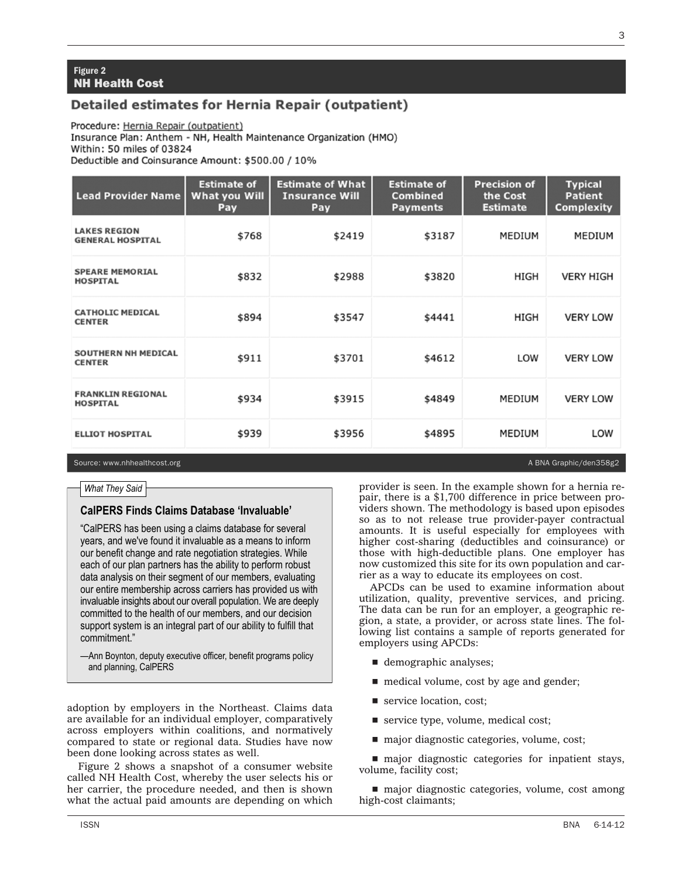**Figure 2**
**NH Health Cost**

## Detailed estimates for Hernia Repair (outpatient)

Procedure: Hernia Repair (outpatient)
Insurance Plan: Anthem - NH, Health Maintenance Organization (HMO)
Within: 50 miles of 03824
Deductible and Coinsurance Amount: $500.00 / 10%

| Lead Provider Name | Estimate of What you Will Pay | Estimate of What Insurance Will Pay | Estimate of Combined Payments | Precision of the Cost Estimate | Typical Patient Complexity |
|---|---|---|---|---|---|
| LAKES REGION GENERAL HOSPITAL | $768 | $2419 | $3187 | MEDIUM | MEDIUM |
| SPEARE MEMORIAL HOSPITAL | $832 | $2988 | $3820 | HIGH | VERY HIGH |
| CATHOLIC MEDICAL CENTER | $894 | $3547 | $4441 | HIGH | VERY LOW |
| SOUTHERN NH MEDICAL CENTER | $911 | $3701 | $4612 | LOW | VERY LOW |
| FRANKLIN REGIONAL HOSPITAL | $934 | $3915 | $4849 | MEDIUM | VERY LOW |
| ELLIOT HOSPITAL | $939 | $3956 | $4895 | MEDIUM | LOW |

Source: www.nhhealthcost.org

A BNA Graphic/den358g2

*What They Said*

### CalPERS Finds Claims Database 'Invaluable'

"CalPERS has been using a claims database for several years, and we've found it invaluable as a means to inform our benefit change and rate negotiation strategies. While each of our plan partners has the ability to perform robust data analysis on their segment of our members, evaluating our entire membership across carriers has provided us with invaluable insights about our overall population. We are deeply committed to the health of our members, and our decision support system is an integral part of our ability to fulfill that commitment."

—Ann Boynton, deputy executive officer, benefit programs policy and planning, CalPERS

adoption by employers in the Northeast. Claims data are available for an individual employer, comparatively across employers within coalitions, and normatively compared to state or regional data. Studies have now been done looking across states as well.

Figure 2 shows a snapshot of a consumer website called NH Health Cost, whereby the user selects his or her carrier, the procedure needed, and then is shown what the actual paid amounts are depending on which provider is seen. In the example shown for a hernia repair, there is a $1,700 difference in price between providers shown. The methodology is based upon episodes so as to not release true provider-payer contractual amounts. It is useful especially for employees with higher cost-sharing (deductibles and coinsurance) or those with high-deductible plans. One employer has now customized this site for its own population and carrier as a way to educate its employees on cost.

APCDs can be used to examine information about utilization, quality, preventive services, and pricing. The data can be run for an employer, a geographic region, a state, a provider, or across state lines. The following list contains a sample of reports generated for employers using APCDs:

- demographic analyses;
- medical volume, cost by age and gender;
- service location, cost;
- service type, volume, medical cost;
- major diagnostic categories, volume, cost;
- major diagnostic categories for inpatient stays, volume, facility cost;
- major diagnostic categories, volume, cost among high-cost claimants;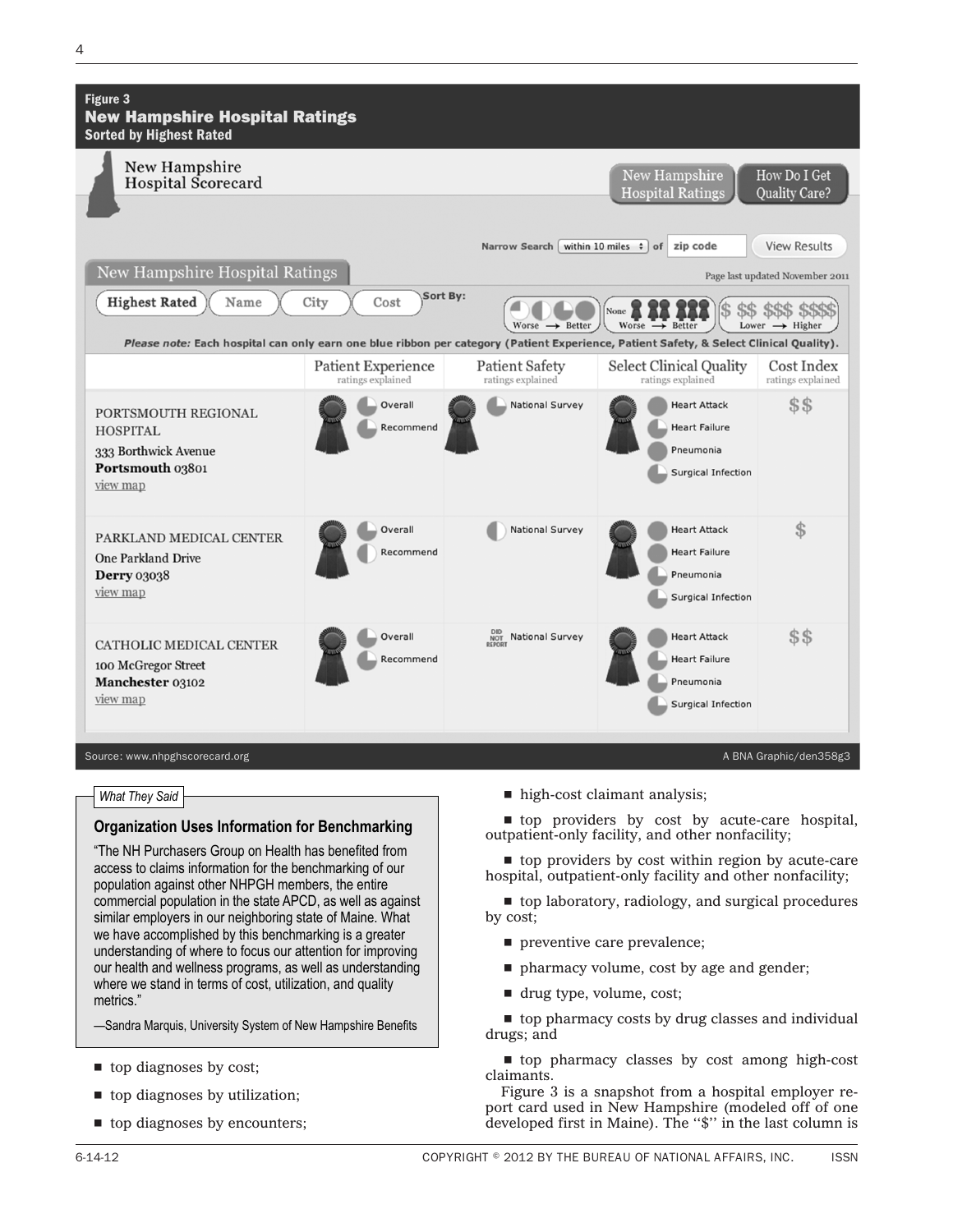**Figure 3**
**New Hampshire Hospital Ratings**
**Sorted by Highest Rated**

New Hampshire Hospital Scorecard

New Hampshire Hospital Ratings | How Do I Get Quality Care?

Narrow Search within 10 miles of zip code View Results

New Hampshire Hospital Ratings

Page last updated November 2011

Sort By: Highest Rated | Name | City | Cost

Worse → Better | None Worse → Better | Lower → Higher

*Please note:* Each hospital can only earn one blue ribbon per category (Patient Experience, Patient Safety, & Select Clinical Quality).

| | Patient Experience (ratings explained) | Patient Safety (ratings explained) | Select Clinical Quality (ratings explained) | Cost Index (ratings explained) |
|---|---|---|---|---|
| PORTSMOUTH REGIONAL HOSPITAL<br>333 Borthwick Avenue<br>**Portsmouth** 03801<br>view map | Overall<br>Recommend | National Survey | Heart Attack<br>Heart Failure<br>Pneumonia<br>Surgical Infection | $$ |
| PARKLAND MEDICAL CENTER<br>One Parkland Drive<br>**Derry** 03038<br>view map | Overall<br>Recommend | National Survey | Heart Attack<br>Heart Failure<br>Pneumonia<br>Surgical Infection | $ |
| CATHOLIC MEDICAL CENTER<br>100 McGregor Street<br>**Manchester** 03102<br>view map | Overall<br>Recommend | DID NOT REPORT National Survey | Heart Attack<br>Heart Failure<br>Pneumonia<br>Surgical Infection | $$ |

Source: www.nhpghscorecard.org

A BNA Graphic/den358g3

*What They Said*

**Organization Uses Information for Benchmarking**

"The NH Purchasers Group on Health has benefited from access to claims information for the benchmarking of our population against other NHPGH members, the entire commercial population in the state APCD, as well as against similar employers in our neighboring state of Maine. What we have accomplished by this benchmarking is a greater understanding of where to focus our attention for improving our health and wellness programs, as well as understanding where we stand in terms of cost, utilization, and quality metrics."

—Sandra Marquis, University System of New Hampshire Benefits

- top diagnoses by cost;
- top diagnoses by utilization;
- top diagnoses by encounters;
- high-cost claimant analysis;
- top providers by cost by acute-care hospital, outpatient-only facility, and other nonfacility;
- top providers by cost within region by acute-care hospital, outpatient-only facility and other nonfacility;
- top laboratory, radiology, and surgical procedures by cost;
- preventive care prevalence;
- pharmacy volume, cost by age and gender;
- drug type, volume, cost;
- top pharmacy costs by drug classes and individual drugs; and
- top pharmacy classes by cost among high-cost claimants.

Figure 3 is a snapshot from a hospital employer report card used in New Hampshire (modeled off of one developed first in Maine). The "$" in the last column is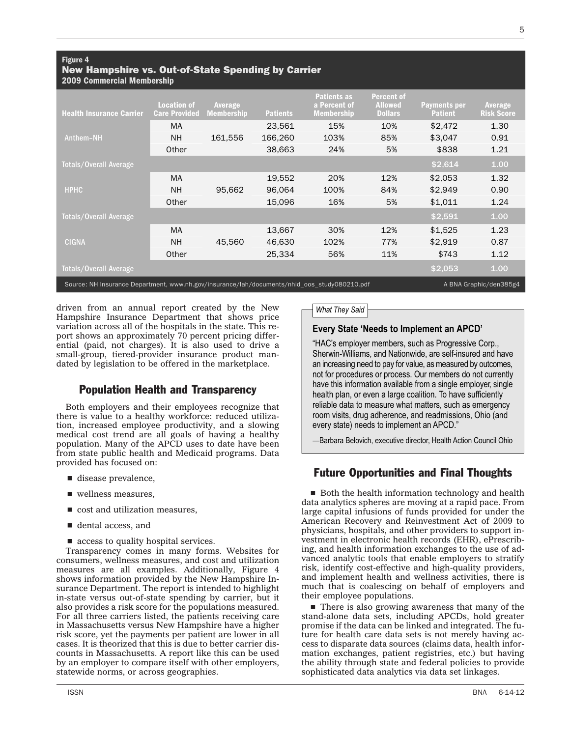**Figure 4**
**New Hampshire vs. Out-of-State Spending by Carrier**
**2009 Commercial Membership**

| Health Insurance Carrier | Location of Care Provided | Average Membership | Patients | Patients as a Percent of Membership | Percent of Allowed Dollars | Payments per Patient | Average Risk Score |
|---|---|---|---|---|---|---|---|
| Anthem–NH | MA | 161,556 | 23,561 | 15% | 10% | $2,472 | 1.30 |
| | NH | | 166,260 | 103% | 85% | $3,047 | 0.91 |
| | Other | | 38,663 | 24% | 5% | $838 | 1.21 |
| Totals/Overall Average | | | | | | $2,614 | 1.00 |
| HPHC | MA | 95,662 | 19,552 | 20% | 12% | $2,053 | 1.32 |
| | NH | | 96,064 | 100% | 84% | $2,949 | 0.90 |
| | Other | | 15,096 | 16% | 5% | $1,011 | 1.24 |
| Totals/Overall Average | | | | | | $2,591 | 1.00 |
| CIGNA | MA | 45,560 | 13,667 | 30% | 12% | $1,525 | 1.23 |
| | NH | | 46,630 | 102% | 77% | $2,919 | 0.87 |
| | Other | | 25,334 | 56% | 11% | $743 | 1.12 |
| Totals/Overall Average | | | | | | $2,053 | 1.00 |

Source: NH Insurance Department, www.nh.gov/insurance/lah/documents/nhid_oos_study080210.pdf

A BNA Graphic/den385g4

driven from an annual report created by the New Hampshire Insurance Department that shows price variation across all of the hospitals in the state. This report shows an approximately 70 percent pricing differential (paid, not charges). It is also used to drive a small-group, tiered-provider insurance product mandated by legislation to be offered in the marketplace.

## Population Health and Transparency

Both employers and their employees recognize that there is value to a healthy workforce: reduced utilization, increased employee productivity, and a slowing medical cost trend are all goals of having a healthy population. Many of the APCD uses to date have been from state public health and Medicaid programs. Data provided has focused on:

- disease prevalence,
- wellness measures,
- cost and utilization measures,
- dental access, and
- access to quality hospital services.

Transparency comes in many forms. Websites for consumers, wellness measures, and cost and utilization measures are all examples. Additionally, Figure 4 shows information provided by the New Hampshire Insurance Department. The report is intended to highlight in-state versus out-of-state spending by carrier, but it also provides a risk score for the populations measured. For all three carriers listed, the patients receiving care in Massachusetts versus New Hampshire have a higher risk score, yet the payments per patient are lower in all cases. It is theorized that this is due to better carrier discounts in Massachusetts. A report like this can be used by an employer to compare itself with other employers, statewide norms, or across geographies.

*What They Said*

**Every State 'Needs to Implement an APCD'**

"HAC's employer members, such as Progressive Corp., Sherwin-Williams, and Nationwide, are self-insured and have an increasing need to pay for value, as measured by outcomes, not for procedures or process. Our members do not currently have this information available from a single employer, single health plan, or even a large coalition. To have sufficiently reliable data to measure what matters, such as emergency room visits, drug adherence, and readmissions, Ohio (and every state) needs to implement an APCD."

—Barbara Belovich, executive director, Health Action Council Ohio

## Future Opportunities and Final Thoughts

- Both the health information technology and health data analytics spheres are moving at a rapid pace. From large capital infusions of funds provided for under the American Recovery and Reinvestment Act of 2009 to physicians, hospitals, and other providers to support investment in electronic health records (EHR), ePrescribing, and health information exchanges to the use of advanced analytic tools that enable employers to stratify risk, identify cost-effective and high-quality providers, and implement health and wellness activities, there is much that is coalescing on behalf of employers and their employee populations.
- There is also growing awareness that many of the stand-alone data sets, including APCDs, hold greater promise if the data can be linked and integrated. The future for health care data sets is not merely having access to disparate data sources (claims data, health information exchanges, patient registries, etc.) but having the ability through state and federal policies to provide sophisticated data analytics via data set linkages.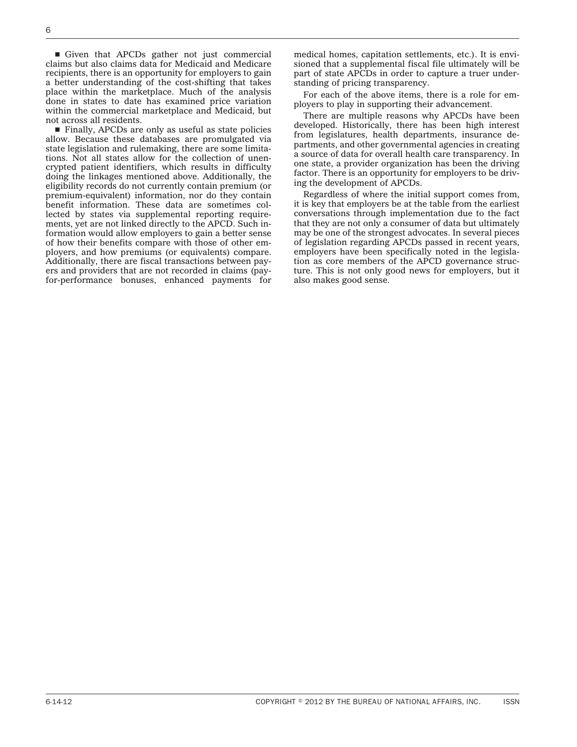- Given that APCDs gather not just commercial claims but also claims data for Medicaid and Medicare recipients, there is an opportunity for employers to gain a better understanding of the cost-shifting that takes place within the marketplace. Much of the analysis done in states to date has examined price variation within the commercial marketplace and Medicaid, but not across all residents.
- Finally, APCDs are only as useful as state policies allow. Because these databases are promulgated via state legislation and rulemaking, there are some limitations. Not all states allow for the collection of unencrypted patient identifiers, which results in difficulty doing the linkages mentioned above. Additionally, the eligibility records do not currently contain premium (or premium-equivalent) information, nor do they contain benefit information. These data are sometimes collected by states via supplemental reporting requirements, yet are not linked directly to the APCD. Such information would allow employers to gain a better sense of how their benefits compare with those of other employers, and how premiums (or equivalents) compare. Additionally, there are fiscal transactions between payers and providers that are not recorded in claims (pay-for-performance bonuses, enhanced payments for medical homes, capitation settlements, etc.). It is envisioned that a supplemental fiscal file ultimately will be part of state APCDs in order to capture a truer understanding of pricing transparency.

For each of the above items, there is a role for employers to play in supporting their advancement.

There are multiple reasons why APCDs have been developed. Historically, there has been high interest from legislatures, health departments, insurance departments, and other governmental agencies in creating a source of data for overall health care transparency. In one state, a provider organization has been the driving factor. There is an opportunity for employers to be driving the development of APCDs.

Regardless of where the initial support comes from, it is key that employers be at the table from the earliest conversations through implementation due to the fact that they are not only a consumer of data but ultimately may be one of the strongest advocates. In several pieces of legislation regarding APCDs passed in recent years, employers have been specifically noted in the legislation as core members of the APCD governance structure. This is not only good news for employers, but it also makes good sense.